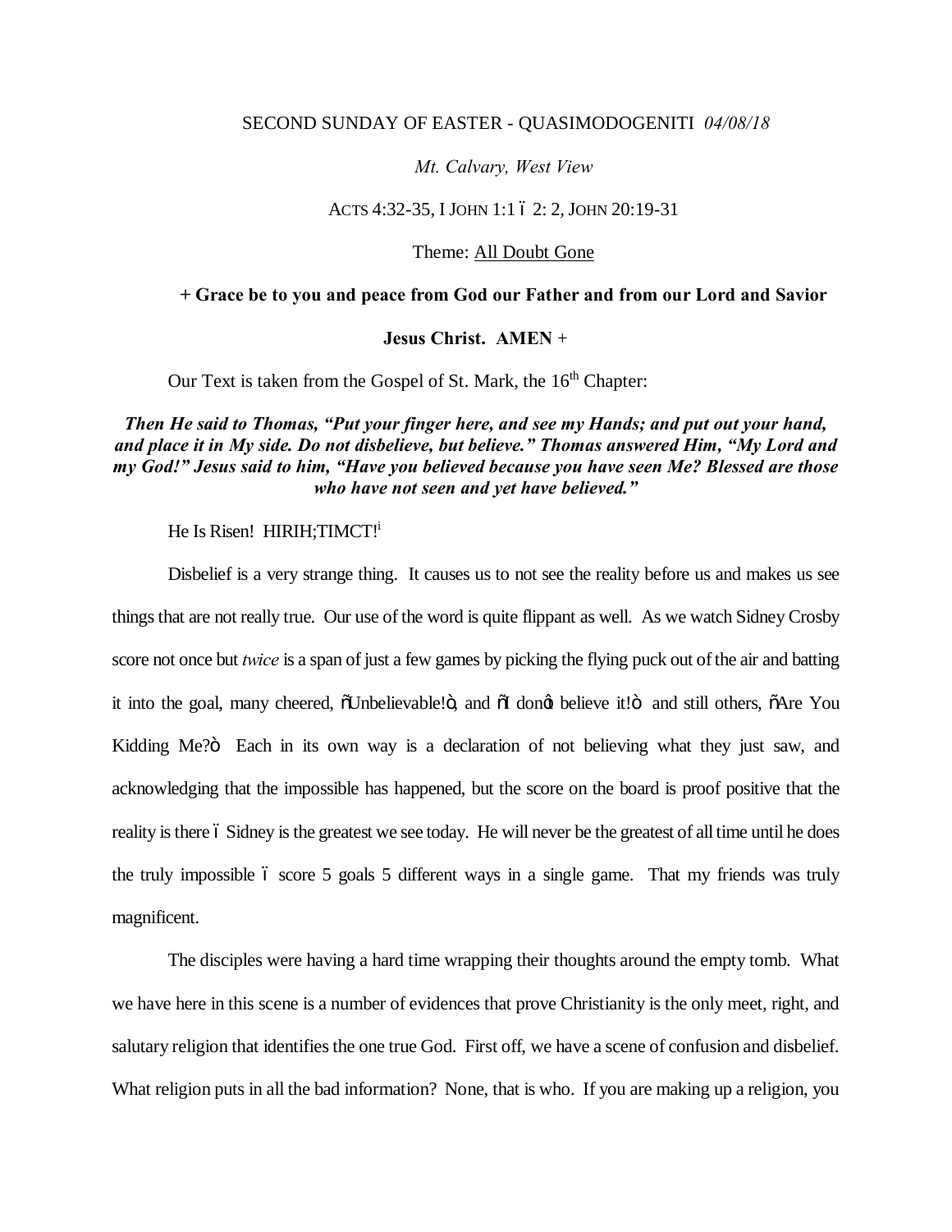SECOND SUNDAY OF EASTER - QUASIMODOGENITI *04/08/18*

*Mt. Calvary, West View*

ACTS 4:32-35, I JOHN 1:1 – 2: 2, JOHN 20:19-31

Theme: <u>All Doubt Gone</u>

**+ Grace be to you and peace from God our Father and from our Lord and Savior Jesus Christ. AMEN +**

Our Text is taken from the Gospel of St. Mark, the 16th Chapter:

***Then He said to Thomas, "Put your finger here, and see my Hands; and put out your hand, and place it in My side. Do not disbelieve, but believe." Thomas answered Him, "My Lord and my God!" Jesus said to him, "Have you believed because you have seen Me? Blessed are those who have not seen and yet have believed."***

He Is Risen! HIRIH;TIMCT![i]

Disbelief is a very strange thing. It causes us to not see the reality before us and makes us see things that are not really true. Our use of the word is quite flippant as well. As we watch Sidney Crosby score not once but *twice* is a span of just a few games by picking the flying puck out of the air and batting it into the goal, many cheered, "Unbelievable!", and "I don't believe it!" and still others, "Are You Kidding Me?" Each in its own way is a declaration of not believing what they just saw, and acknowledging that the impossible has happened, but the score on the board is proof positive that the reality is there – Sidney is the greatest we see today. He will never be the greatest of all time until he does the truly impossible – score 5 goals 5 different ways in a single game. That my friends was truly magnificent.

The disciples were having a hard time wrapping their thoughts around the empty tomb. What we have here in this scene is a number of evidences that prove Christianity is the only meet, right, and salutary religion that identifies the one true God. First off, we have a scene of confusion and disbelief. What religion puts in all the bad information? None, that is who. If you are making up a religion, you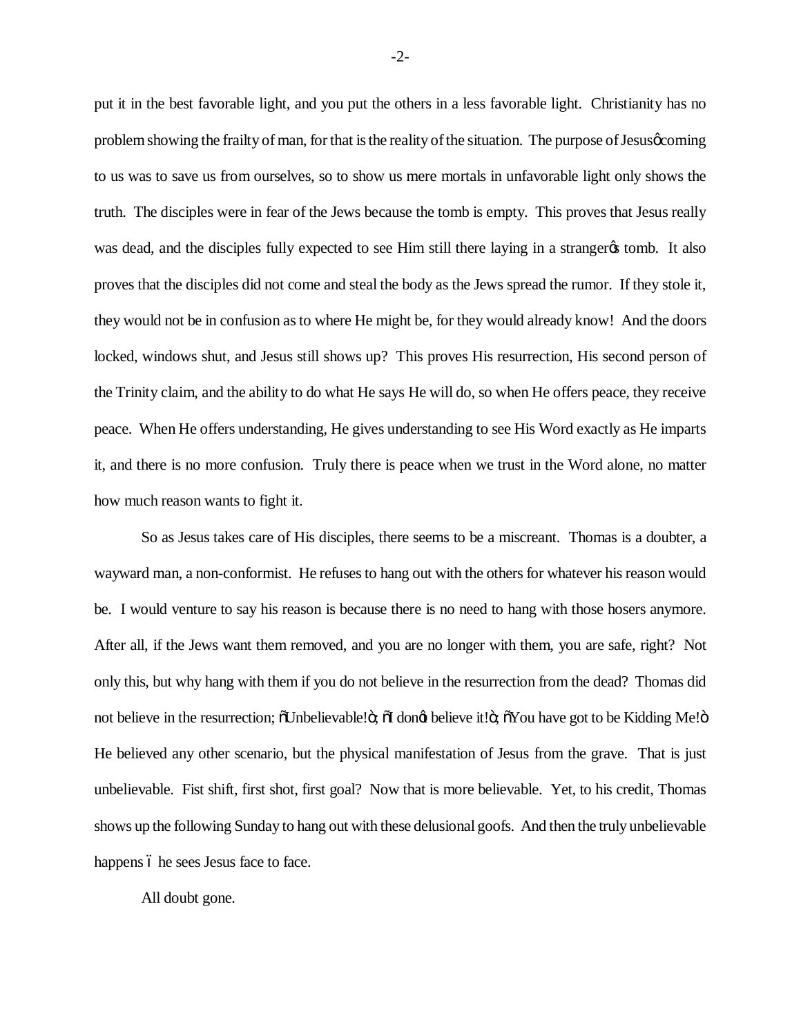put it in the best favorable light, and you put the others in a less favorable light. Christianity has no problem showing the frailty of man, for that is the reality of the situation. The purpose of Jesus' coming to us was to save us from ourselves, so to show us mere mortals in unfavorable light only shows the truth. The disciples were in fear of the Jews because the tomb is empty. This proves that Jesus really was dead, and the disciples fully expected to see Him still there laying in a stranger's tomb. It also proves that the disciples did not come and steal the body as the Jews spread the rumor. If they stole it, they would not be in confusion as to where He might be, for they would already know! And the doors locked, windows shut, and Jesus still shows up? This proves His resurrection, His second person of the Trinity claim, and the ability to do what He says He will do, so when He offers peace, they receive peace. When He offers understanding, He gives understanding to see His Word exactly as He imparts it, and there is no more confusion. Truly there is peace when we trust in the Word alone, no matter how much reason wants to fight it.

So as Jesus takes care of His disciples, there seems to be a miscreant. Thomas is a doubter, a wayward man, a non-conformist. He refuses to hang out with the others for whatever his reason would be. I would venture to say his reason is because there is no need to hang with those hosers anymore. After all, if the Jews want them removed, and you are no longer with them, you are safe, right? Not only this, but why hang with them if you do not believe in the resurrection from the dead? Thomas did not believe in the resurrection; "Unbelievable!"; "I don't believe it!"; "You have got to be Kidding Me!" He believed any other scenario, but the physical manifestation of Jesus from the grave. That is just unbelievable. Fist shift, first shot, first goal? Now that is more believable. Yet, to his credit, Thomas shows up the following Sunday to hang out with these delusional goofs. And then the truly unbelievable happens – he sees Jesus face to face.

All doubt gone.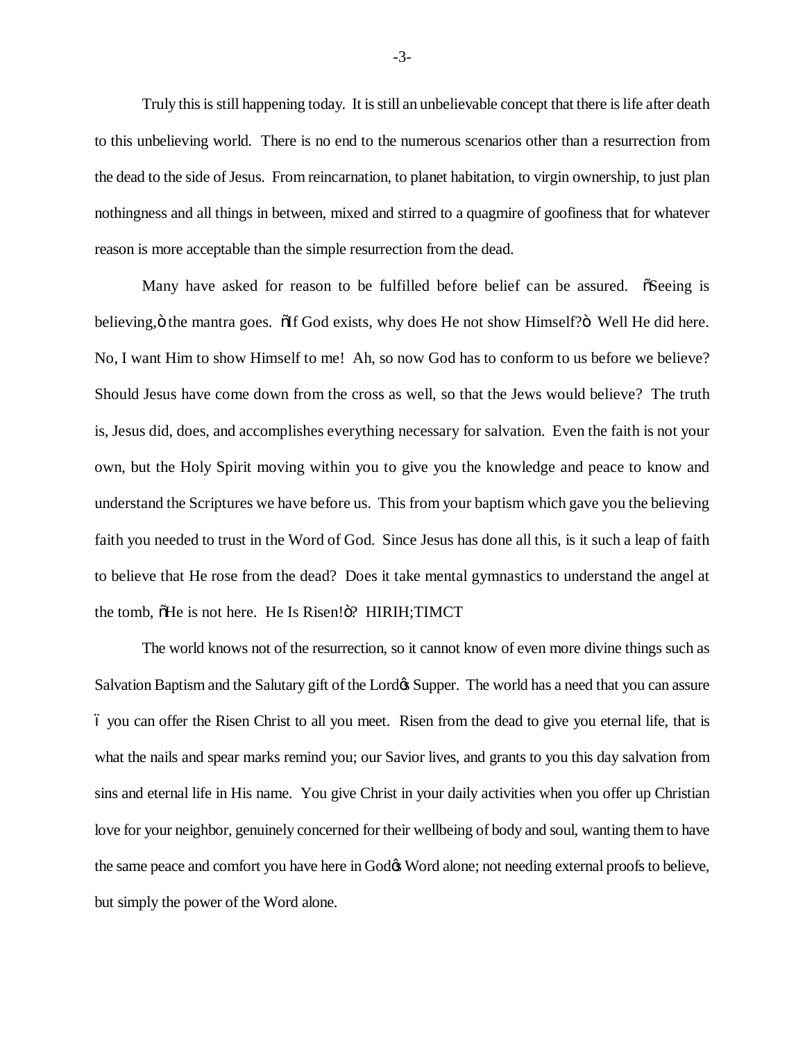Truly this is still happening today. It is still an unbelievable concept that there is life after death to this unbelieving world. There is no end to the numerous scenarios other than a resurrection from the dead to the side of Jesus. From reincarnation, to planet habitation, to virgin ownership, to just plan nothingness and all things in between, mixed and stirred to a quagmire of goofiness that for whatever reason is more acceptable than the simple resurrection from the dead.

Many have asked for reason to be fulfilled before belief can be assured. "Seeing is believing," the mantra goes. "If God exists, why does He not show Himself?" Well He did here. No, I want Him to show Himself to me! Ah, so now God has to conform to us before we believe? Should Jesus have come down from the cross as well, so that the Jews would believe? The truth is, Jesus did, does, and accomplishes everything necessary for salvation. Even the faith is not your own, but the Holy Spirit moving within you to give you the knowledge and peace to know and understand the Scriptures we have before us. This from your baptism which gave you the believing faith you needed to trust in the Word of God. Since Jesus has done all this, is it such a leap of faith to believe that He rose from the dead? Does it take mental gymnastics to understand the angel at the tomb, "He is not here. He Is Risen!"? HIRIH;TIMCT

The world knows not of the resurrection, so it cannot know of even more divine things such as Salvation Baptism and the Salutary gift of the Lord's Supper. The world has a need that you can assure – you can offer the Risen Christ to all you meet. Risen from the dead to give you eternal life, that is what the nails and spear marks remind you; our Savior lives, and grants to you this day salvation from sins and eternal life in His name. You give Christ in your daily activities when you offer up Christian love for your neighbor, genuinely concerned for their wellbeing of body and soul, wanting them to have the same peace and comfort you have here in God's Word alone; not needing external proofs to believe, but simply the power of the Word alone.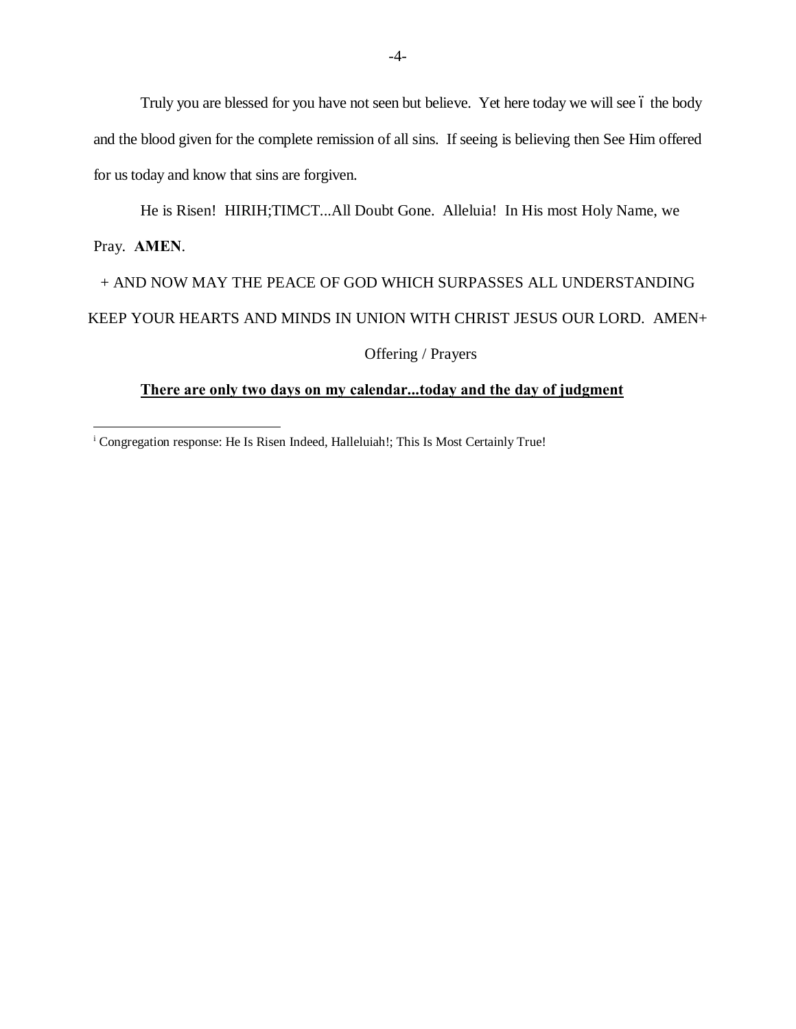Truly you are blessed for you have not seen but believe. Yet here today we will see ó the body and the blood given for the complete remission of all sins. If seeing is believing then See Him offered for us today and know that sins are forgiven.

He is Risen! HIRIH;TIMCT...All Doubt Gone. Alleluia! In His most Holy Name, we Pray. **AMEN**.

+ AND NOW MAY THE PEACE OF GOD WHICH SURPASSES ALL UNDERSTANDING KEEP YOUR HEARTS AND MINDS IN UNION WITH CHRIST JESUS OUR LORD. AMEN+

Offering / Prayers

**<u>There are only two days on my calendar...today and the day of judgment</u>**

---

[i] Congregation response: He Is Risen Indeed, Halleluiah!; This Is Most Certainly True!